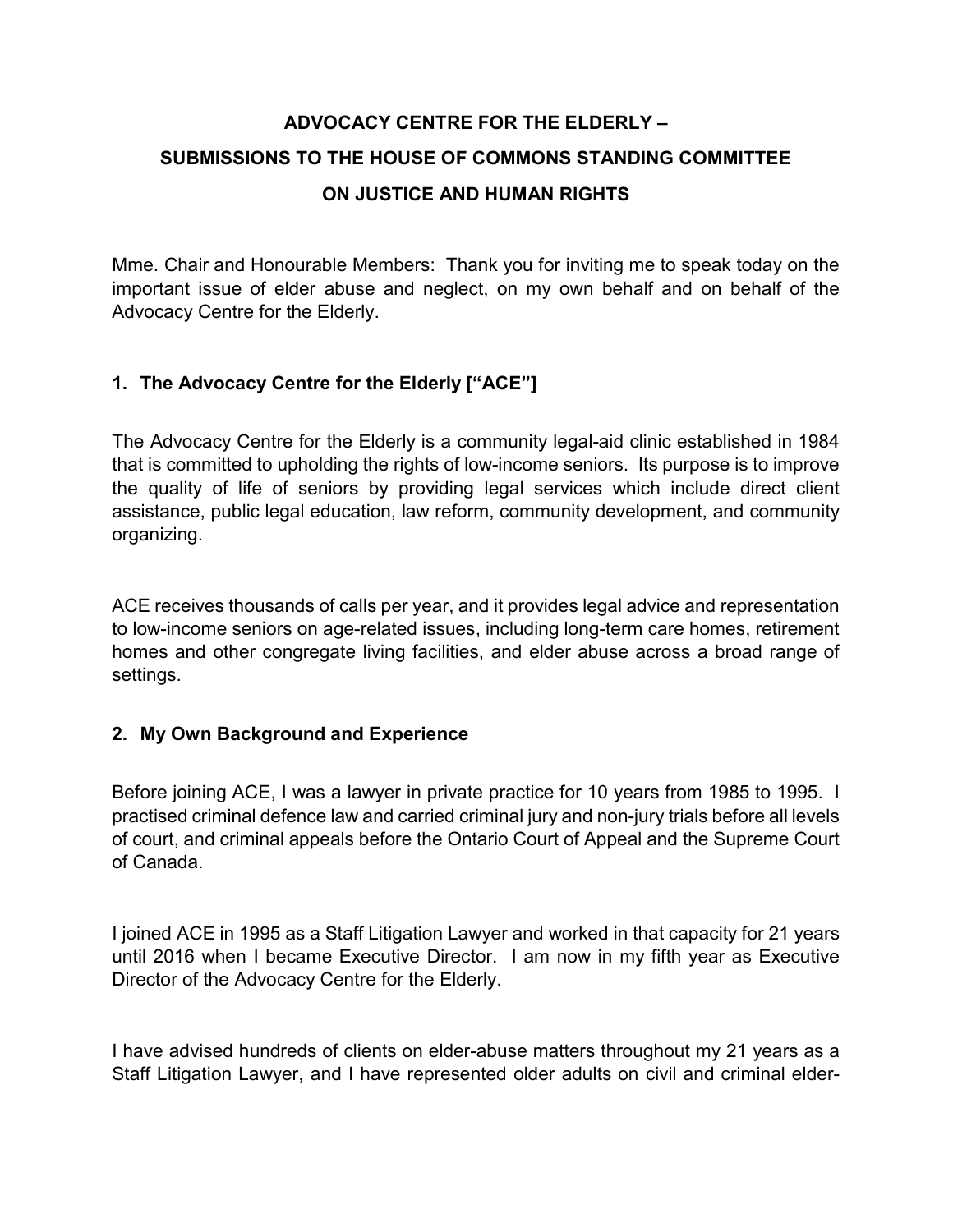# ADVOCACY CENTRE FOR THE ELDERLY – SUBMISSIONS TO THE HOUSE OF COMMONS STANDING COMMITTEE ON JUSTICE AND HUMAN RIGHTS

Mme. Chair and Honourable Members: Thank you for inviting me to speak today on the important issue of elder abuse and neglect, on my own behalf and on behalf of the Advocacy Centre for the Elderly.

## 1. The Advocacy Centre for the Elderly ["ACE"]

The Advocacy Centre for the Elderly is a community legal-aid clinic established in 1984 that is committed to upholding the rights of low-income seniors. Its purpose is to improve the quality of life of seniors by providing legal services which include direct client assistance, public legal education, law reform, community development, and community organizing.

ACE receives thousands of calls per year, and it provides legal advice and representation to low-income seniors on age-related issues, including long-term care homes, retirement homes and other congregate living facilities, and elder abuse across a broad range of settings.

## 2. My Own Background and Experience

Before joining ACE, I was a lawyer in private practice for 10 years from 1985 to 1995. I practised criminal defence law and carried criminal jury and non-jury trials before all levels of court, and criminal appeals before the Ontario Court of Appeal and the Supreme Court of Canada.

I joined ACE in 1995 as a Staff Litigation Lawyer and worked in that capacity for 21 years until 2016 when I became Executive Director. I am now in my fifth year as Executive Director of the Advocacy Centre for the Elderly.

I have advised hundreds of clients on elder-abuse matters throughout my 21 years as a Staff Litigation Lawyer, and I have represented older adults on civil and criminal elder-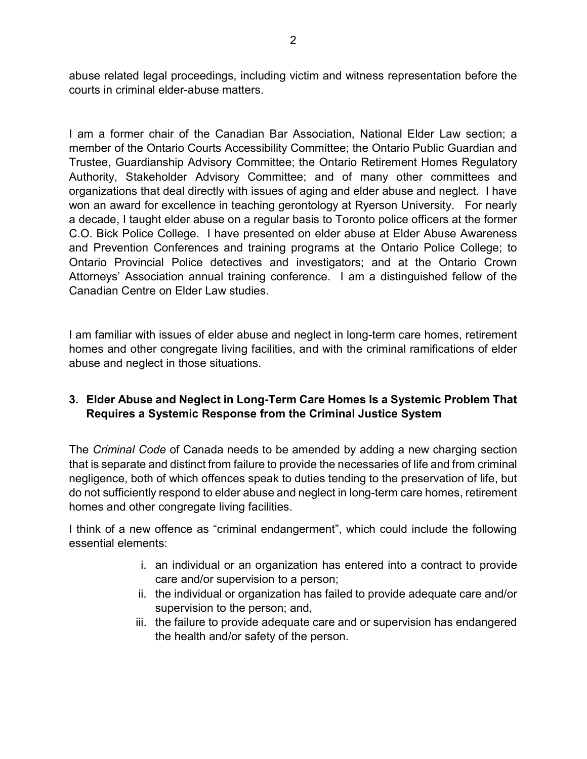abuse related legal proceedings, including victim and witness representation before the courts in criminal elder-abuse matters.

I am a former chair of the Canadian Bar Association, National Elder Law section; a member of the Ontario Courts Accessibility Committee; the Ontario Public Guardian and Trustee, Guardianship Advisory Committee; the Ontario Retirement Homes Regulatory Authority, Stakeholder Advisory Committee; and of many other committees and organizations that deal directly with issues of aging and elder abuse and neglect. I have won an award for excellence in teaching gerontology at Ryerson University. For nearly a decade, I taught elder abuse on a regular basis to Toronto police officers at the former C.O. Bick Police College. I have presented on elder abuse at Elder Abuse Awareness and Prevention Conferences and training programs at the Ontario Police College; to Ontario Provincial Police detectives and investigators; and at the Ontario Crown Attorneys' Association annual training conference. I am a distinguished fellow of the Canadian Centre on Elder Law studies.

I am familiar with issues of elder abuse and neglect in long-term care homes, retirement homes and other congregate living facilities, and with the criminal ramifications of elder abuse and neglect in those situations.

## 3. Elder Abuse and Neglect in Long-Term Care Homes Is a Systemic Problem That Requires a Systemic Response from the Criminal Justice System

The *Criminal Code* of Canada needs to be amended by adding a new charging section that is separate and distinct from failure to provide the necessaries of life and from criminal negligence, both of which offences speak to duties tending to the preservation of life, but do not sufficiently respond to elder abuse and neglect in long-term care homes, retirement homes and other congregate living facilities.

I think of a new offence as "criminal endangerment", which could include the following essential elements:

i. an individual or an organization has entered into a contract to provide care and/or supervision to a person;
ii. the individual or organization has failed to provide adequate care and/or supervision to the person; and,
iii. the failure to provide adequate care and or supervision has endangered the health and/or safety of the person.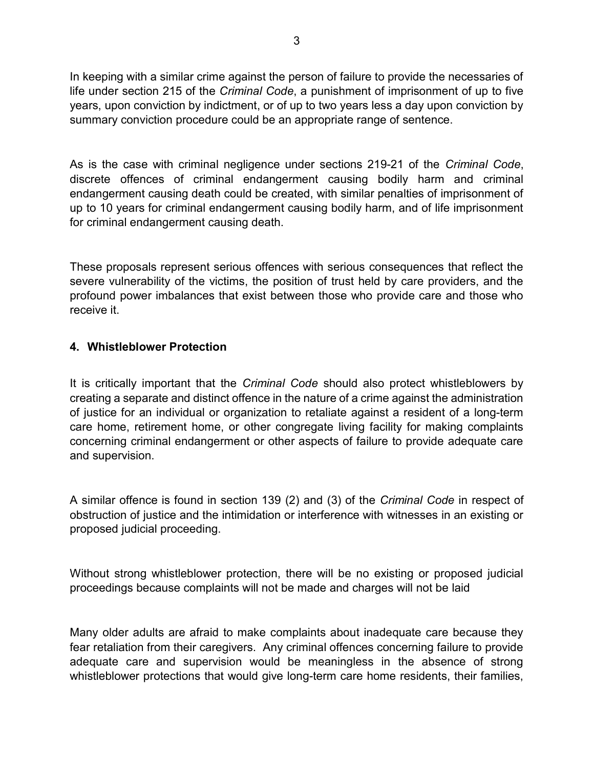In keeping with a similar crime against the person of failure to provide the necessaries of life under section 215 of the *Criminal Code*, a punishment of imprisonment of up to five years, upon conviction by indictment, or of up to two years less a day upon conviction by summary conviction procedure could be an appropriate range of sentence.

As is the case with criminal negligence under sections 219-21 of the *Criminal Code*, discrete offences of criminal endangerment causing bodily harm and criminal endangerment causing death could be created, with similar penalties of imprisonment of up to 10 years for criminal endangerment causing bodily harm, and of life imprisonment for criminal endangerment causing death.

These proposals represent serious offences with serious consequences that reflect the severe vulnerability of the victims, the position of trust held by care providers, and the profound power imbalances that exist between those who provide care and those who receive it.

### 4. Whistleblower Protection

It is critically important that the *Criminal Code* should also protect whistleblowers by creating a separate and distinct offence in the nature of a crime against the administration of justice for an individual or organization to retaliate against a resident of a long-term care home, retirement home, or other congregate living facility for making complaints concerning criminal endangerment or other aspects of failure to provide adequate care and supervision.

A similar offence is found in section 139 (2) and (3) of the *Criminal Code* in respect of obstruction of justice and the intimidation or interference with witnesses in an existing or proposed judicial proceeding.

Without strong whistleblower protection, there will be no existing or proposed judicial proceedings because complaints will not be made and charges will not be laid

Many older adults are afraid to make complaints about inadequate care because they fear retaliation from their caregivers. Any criminal offences concerning failure to provide adequate care and supervision would be meaningless in the absence of strong whistleblower protections that would give long-term care home residents, their families,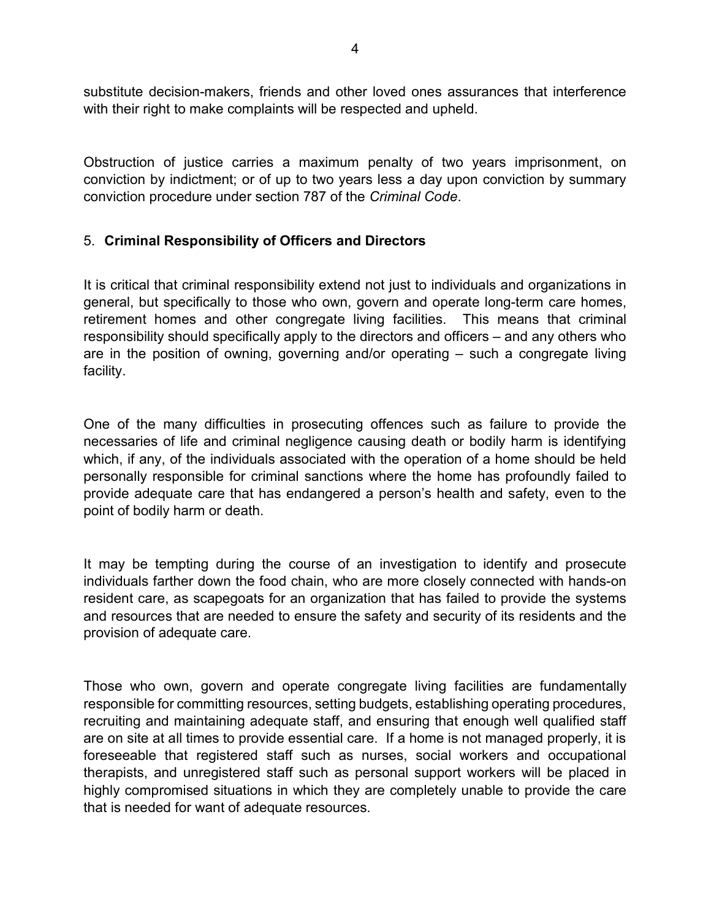substitute decision-makers, friends and other loved ones assurances that interference with their right to make complaints will be respected and upheld.

Obstruction of justice carries a maximum penalty of two years imprisonment, on conviction by indictment; or of up to two years less a day upon conviction by summary conviction procedure under section 787 of the *Criminal Code*.

## 5. **Criminal Responsibility of Officers and Directors**

It is critical that criminal responsibility extend not just to individuals and organizations in general, but specifically to those who own, govern and operate long-term care homes, retirement homes and other congregate living facilities. This means that criminal responsibility should specifically apply to the directors and officers – and any others who are in the position of owning, governing and/or operating – such a congregate living facility.

One of the many difficulties in prosecuting offences such as failure to provide the necessaries of life and criminal negligence causing death or bodily harm is identifying which, if any, of the individuals associated with the operation of a home should be held personally responsible for criminal sanctions where the home has profoundly failed to provide adequate care that has endangered a person's health and safety, even to the point of bodily harm or death.

It may be tempting during the course of an investigation to identify and prosecute individuals farther down the food chain, who are more closely connected with hands-on resident care, as scapegoats for an organization that has failed to provide the systems and resources that are needed to ensure the safety and security of its residents and the provision of adequate care.

Those who own, govern and operate congregate living facilities are fundamentally responsible for committing resources, setting budgets, establishing operating procedures, recruiting and maintaining adequate staff, and ensuring that enough well qualified staff are on site at all times to provide essential care. If a home is not managed properly, it is foreseeable that registered staff such as nurses, social workers and occupational therapists, and unregistered staff such as personal support workers will be placed in highly compromised situations in which they are completely unable to provide the care that is needed for want of adequate resources.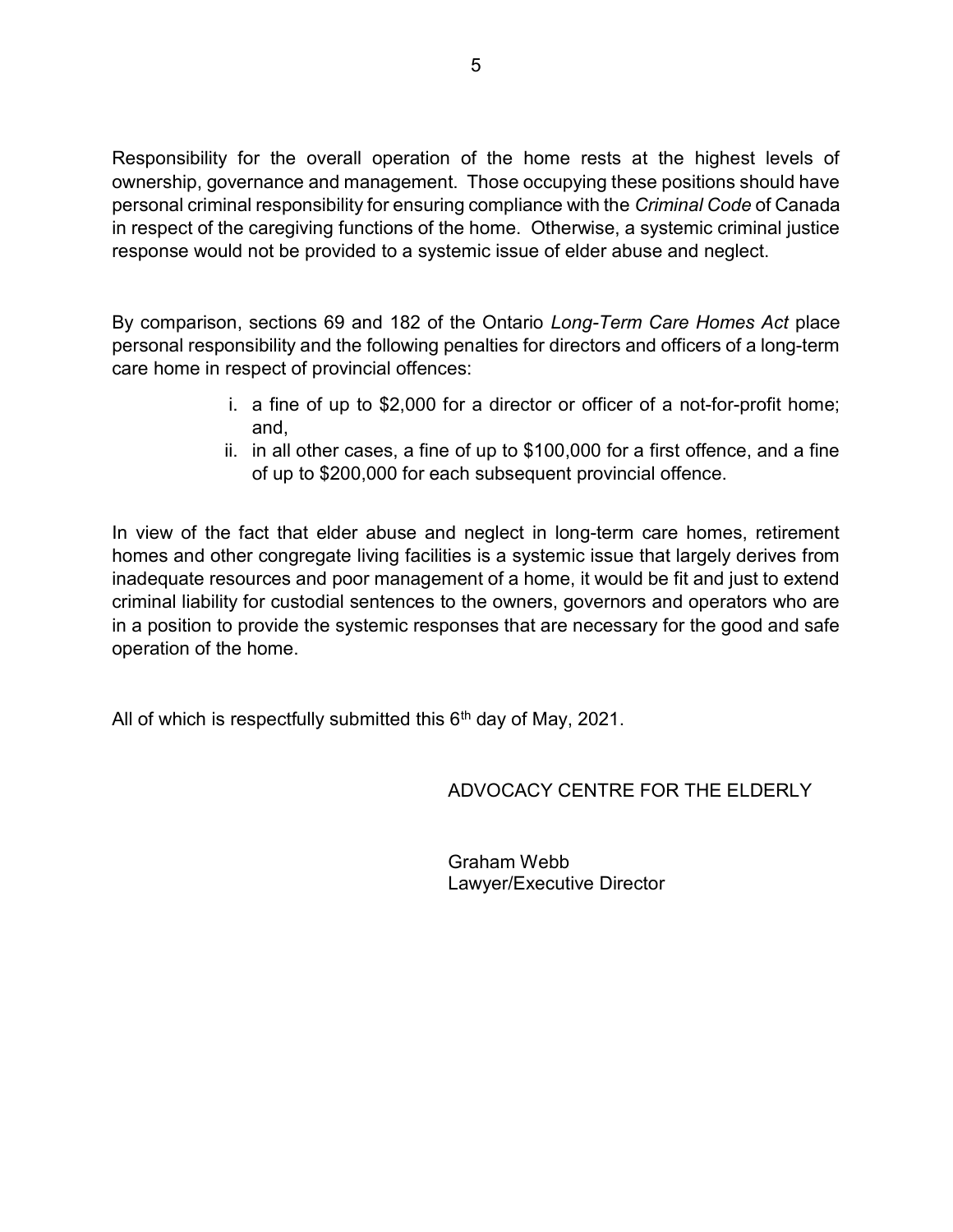Responsibility for the overall operation of the home rests at the highest levels of ownership, governance and management. Those occupying these positions should have personal criminal responsibility for ensuring compliance with the *Criminal Code* of Canada in respect of the caregiving functions of the home. Otherwise, a systemic criminal justice response would not be provided to a systemic issue of elder abuse and neglect.

By comparison, sections 69 and 182 of the Ontario *Long-Term Care Homes Act* place personal responsibility and the following penalties for directors and officers of a long-term care home in respect of provincial offences:

i. a fine of up to $2,000 for a director or officer of a not-for-profit home; and,
ii. in all other cases, a fine of up to $100,000 for a first offence, and a fine of up to $200,000 for each subsequent provincial offence.

In view of the fact that elder abuse and neglect in long-term care homes, retirement homes and other congregate living facilities is a systemic issue that largely derives from inadequate resources and poor management of a home, it would be fit and just to extend criminal liability for custodial sentences to the owners, governors and operators who are in a position to provide the systemic responses that are necessary for the good and safe operation of the home.

All of which is respectfully submitted this 6th day of May, 2021.

ADVOCACY CENTRE FOR THE ELDERLY

Graham Webb
Lawyer/Executive Director